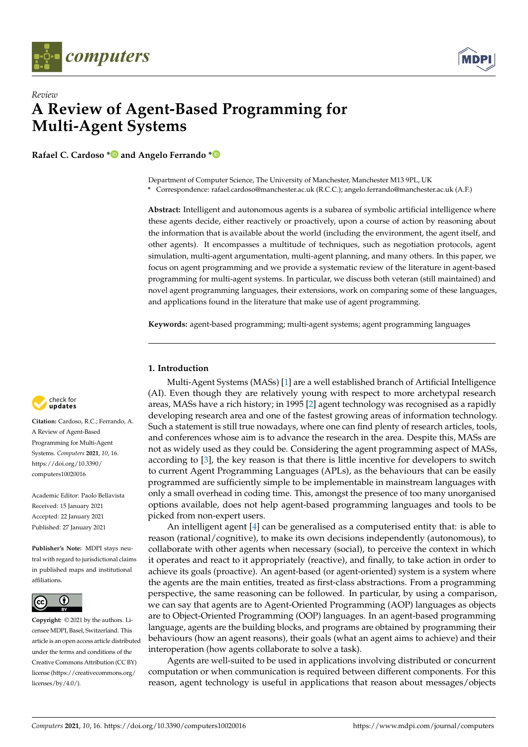Review

# A Review of Agent-Based Programming for Multi-Agent Systems

**Rafael C. Cardoso * and Angelo Ferrando ***

Department of Computer Science, The University of Manchester, Manchester M13 9PL, UK
* Correspondence: rafael.cardoso@manchester.ac.uk (R.C.C.); angelo.ferrando@manchester.ac.uk (A.F.)

**Abstract:** Intelligent and autonomous agents is a subarea of symbolic artificial intelligence where these agents decide, either reactively or proactively, upon a course of action by reasoning about the information that is available about the world (including the environment, the agent itself, and other agents). It encompasses a multitude of techniques, such as negotiation protocols, agent simulation, multi-agent argumentation, multi-agent planning, and many others. In this paper, we focus on agent programming and we provide a systematic review of the literature in agent-based programming for multi-agent systems. In particular, we discuss both veteran (still maintained) and novel agent programming languages, their extensions, work on comparing some of these languages, and applications found in the literature that make use of agent programming.

**Keywords:** agent-based programming; multi-agent systems; agent programming languages

**Citation:** Cardoso, R.C.; Ferrando, A. A Review of Agent-Based Programming for Multi-Agent Systems. *Computers* **2021**, *10*, 16. https://doi.org/10.3390/computers10020016

Academic Editor: Paolo Bellavista
Received: 15 January 2021
Accepted: 22 January 2021
Published: 27 January 2021

**Publisher's Note:** MDPI stays neutral with regard to jurisdictional claims in published maps and institutional affiliations.

**Copyright:** © 2021 by the authors. Licensee MDPI, Basel, Switzerland. This article is an open access article distributed under the terms and conditions of the Creative Commons Attribution (CC BY) license (https://creativecommons.org/licenses/by/4.0/).

## 1. Introduction

Multi-Agent Systems (MASs) [1] are a well established branch of Artificial Intelligence (AI). Even though they are relatively young with respect to more archetypal research areas, MASs have a rich history; in 1995 [2] agent technology was recognised as a rapidly developing research area and one of the fastest growing areas of information technology. Such a statement is still true nowadays, where one can find plenty of research articles, tools, and conferences whose aim is to advance the research in the area. Despite this, MASs are not as widely used as they could be. Considering the agent programming aspect of MASs, according to [3], the key reason is that there is little incentive for developers to switch to current Agent Programming Languages (APLs), as the behaviours that can be easily programmed are sufficiently simple to be implementable in mainstream languages with only a small overhead in coding time. This, amongst the presence of too many unorganised options available, does not help agent-based programming languages and tools to be picked from non-expert users.

An intelligent agent [4] can be generalised as a computerised entity that: is able to reason (rational/cognitive), to make its own decisions independently (autonomous), to collaborate with other agents when necessary (social), to perceive the context in which it operates and react to it appropriately (reactive), and finally, to take action in order to achieve its goals (proactive). An agent-based (or agent-oriented) system is a system where the agents are the main entities, treated as first-class abstractions. From a programming perspective, the same reasoning can be followed. In particular, by using a comparison, we can say that agents are to Agent-Oriented Programming (AOP) languages as objects are to Object-Oriented Programming (OOP) languages. In an agent-based programming language, agents are the building blocks, and programs are obtained by programming their behaviours (how an agent reasons), their goals (what an agent aims to achieve) and their interoperation (how agents collaborate to solve a task).

Agents are well-suited to be used in applications involving distributed or concurrent computation or when communication is required between different components. For this reason, agent technology is useful in applications that reason about messages/objects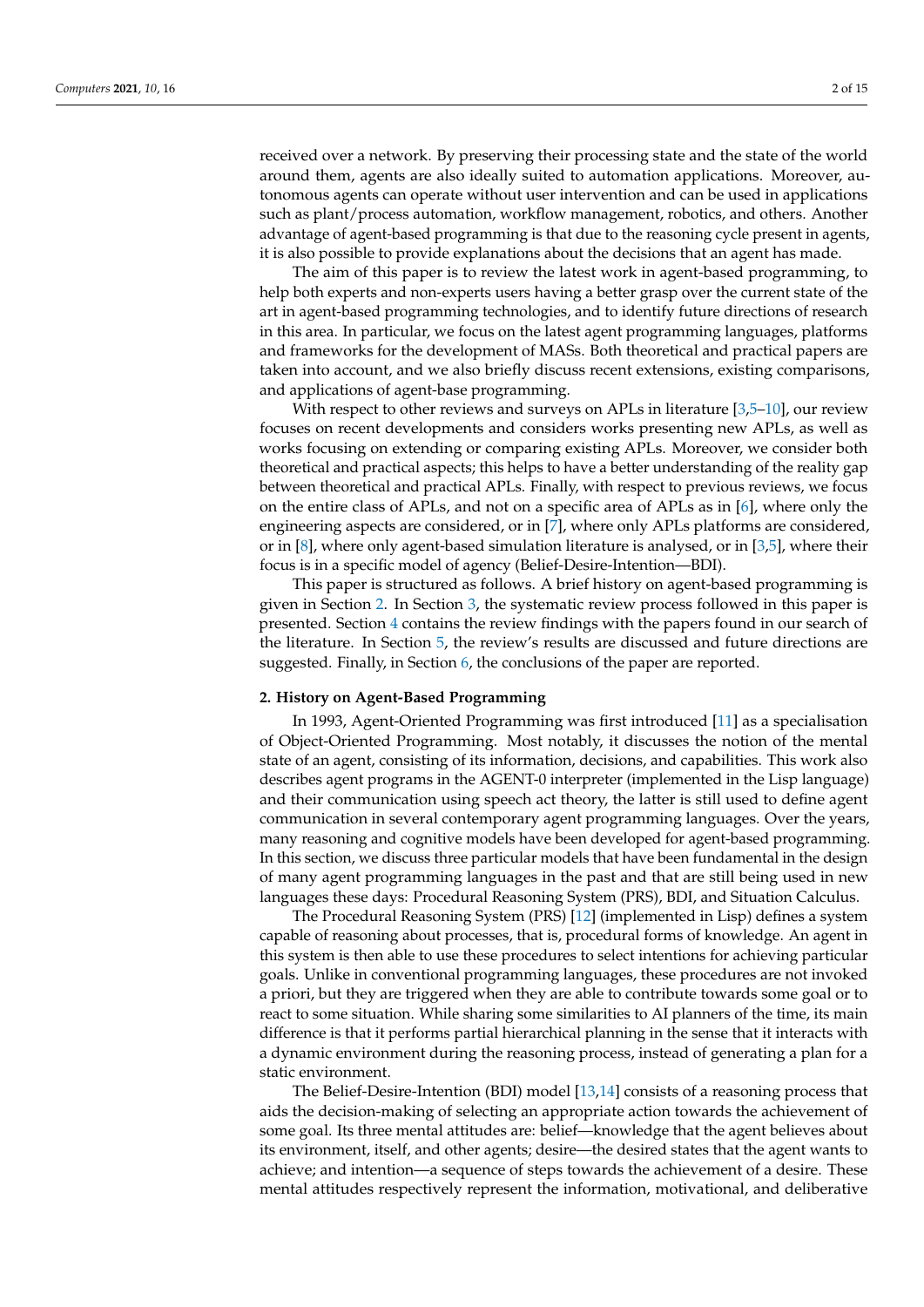received over a network. By preserving their processing state and the state of the world around them, agents are also ideally suited to automation applications. Moreover, autonomous agents can operate without user intervention and can be used in applications such as plant/process automation, workflow management, robotics, and others. Another advantage of agent-based programming is that due to the reasoning cycle present in agents, it is also possible to provide explanations about the decisions that an agent has made.

The aim of this paper is to review the latest work in agent-based programming, to help both experts and non-experts users having a better grasp over the current state of the art in agent-based programming technologies, and to identify future directions of research in this area. In particular, we focus on the latest agent programming languages, platforms and frameworks for the development of MASs. Both theoretical and practical papers are taken into account, and we also briefly discuss recent extensions, existing comparisons, and applications of agent-base programming.

With respect to other reviews and surveys on APLs in literature [3,5–10], our review focuses on recent developments and considers works presenting new APLs, as well as works focusing on extending or comparing existing APLs. Moreover, we consider both theoretical and practical aspects; this helps to have a better understanding of the reality gap between theoretical and practical APLs. Finally, with respect to previous reviews, we focus on the entire class of APLs, and not on a specific area of APLs as in [6], where only the engineering aspects are considered, or in [7], where only APLs platforms are considered, or in [8], where only agent-based simulation literature is analysed, or in [3,5], where their focus is in a specific model of agency (Belief-Desire-Intention—BDI).

This paper is structured as follows. A brief history on agent-based programming is given in Section 2. In Section 3, the systematic review process followed in this paper is presented. Section 4 contains the review findings with the papers found in our search of the literature. In Section 5, the review's results are discussed and future directions are suggested. Finally, in Section 6, the conclusions of the paper are reported.

## 2. History on Agent-Based Programming

In 1993, Agent-Oriented Programming was first introduced [11] as a specialisation of Object-Oriented Programming. Most notably, it discusses the notion of the mental state of an agent, consisting of its information, decisions, and capabilities. This work also describes agent programs in the AGENT-0 interpreter (implemented in the Lisp language) and their communication using speech act theory, the latter is still used to define agent communication in several contemporary agent programming languages. Over the years, many reasoning and cognitive models have been developed for agent-based programming. In this section, we discuss three particular models that have been fundamental in the design of many agent programming languages in the past and that are still being used in new languages these days: Procedural Reasoning System (PRS), BDI, and Situation Calculus.

The Procedural Reasoning System (PRS) [12] (implemented in Lisp) defines a system capable of reasoning about processes, that is, procedural forms of knowledge. An agent in this system is then able to use these procedures to select intentions for achieving particular goals. Unlike in conventional programming languages, these procedures are not invoked a priori, but they are triggered when they are able to contribute towards some goal or to react to some situation. While sharing some similarities to AI planners of the time, its main difference is that it performs partial hierarchical planning in the sense that it interacts with a dynamic environment during the reasoning process, instead of generating a plan for a static environment.

The Belief-Desire-Intention (BDI) model [13,14] consists of a reasoning process that aids the decision-making of selecting an appropriate action towards the achievement of some goal. Its three mental attitudes are: belief—knowledge that the agent believes about its environment, itself, and other agents; desire—the desired states that the agent wants to achieve; and intention—a sequence of steps towards the achievement of a desire. These mental attitudes respectively represent the information, motivational, and deliberative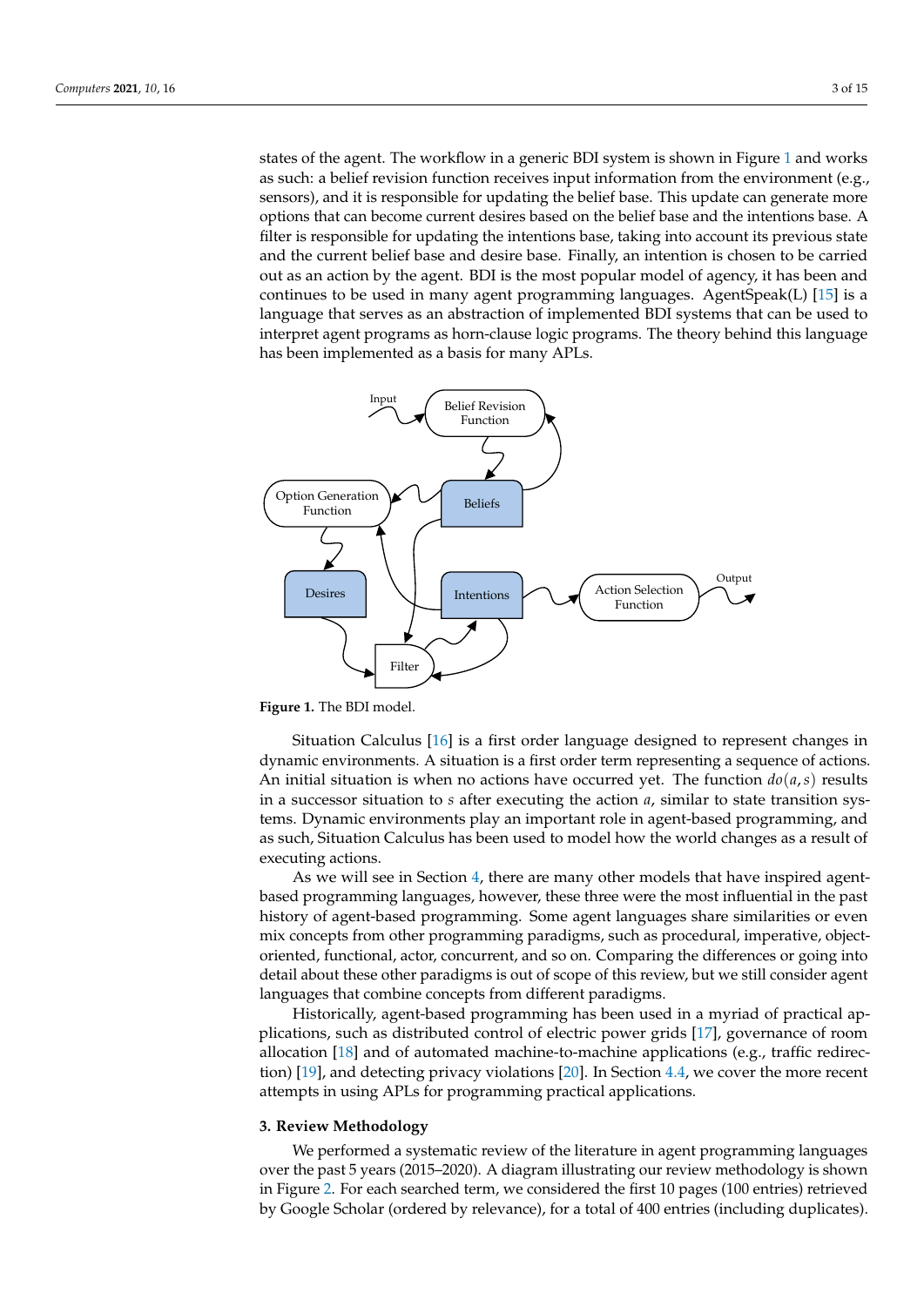states of the agent. The workflow in a generic BDI system is shown in Figure 1 and works as such: a belief revision function receives input information from the environment (e.g., sensors), and it is responsible for updating the belief base. This update can generate more options that can become current desires based on the belief base and the intentions base. A filter is responsible for updating the intentions base, taking into account its previous state and the current belief base and desire base. Finally, an intention is chosen to be carried out as an action by the agent. BDI is the most popular model of agency, it has been and continues to be used in many agent programming languages. AgentSpeak(L) [15] is a language that serves as an abstraction of implemented BDI systems that can be used to interpret agent programs as horn-clause logic programs. The theory behind this language has been implemented as a basis for many APLs.

**Figure 1.** The BDI model.

Situation Calculus [16] is a first order language designed to represent changes in dynamic environments. A situation is a first order term representing a sequence of actions. An initial situation is when no actions have occurred yet. The function $do(a, s)$ results in a successor situation to $s$ after executing the action $a$, similar to state transition systems. Dynamic environments play an important role in agent-based programming, and as such, Situation Calculus has been used to model how the world changes as a result of executing actions.

As we will see in Section 4, there are many other models that have inspired agent-based programming languages, however, these three were the most influential in the past history of agent-based programming. Some agent languages share similarities or even mix concepts from other programming paradigms, such as procedural, imperative, object-oriented, functional, actor, concurrent, and so on. Comparing the differences or going into detail about these other paradigms is out of scope of this review, but we still consider agent languages that combine concepts from different paradigms.

Historically, agent-based programming has been used in a myriad of practical applications, such as distributed control of electric power grids [17], governance of room allocation [18] and of automated machine-to-machine applications (e.g., traffic redirection) [19], and detecting privacy violations [20]. In Section 4.4, we cover the more recent attempts in using APLs for programming practical applications.

## 3. Review Methodology

We performed a systematic review of the literature in agent programming languages over the past 5 years (2015–2020). A diagram illustrating our review methodology is shown in Figure 2. For each searched term, we considered the first 10 pages (100 entries) retrieved by Google Scholar (ordered by relevance), for a total of 400 entries (including duplicates).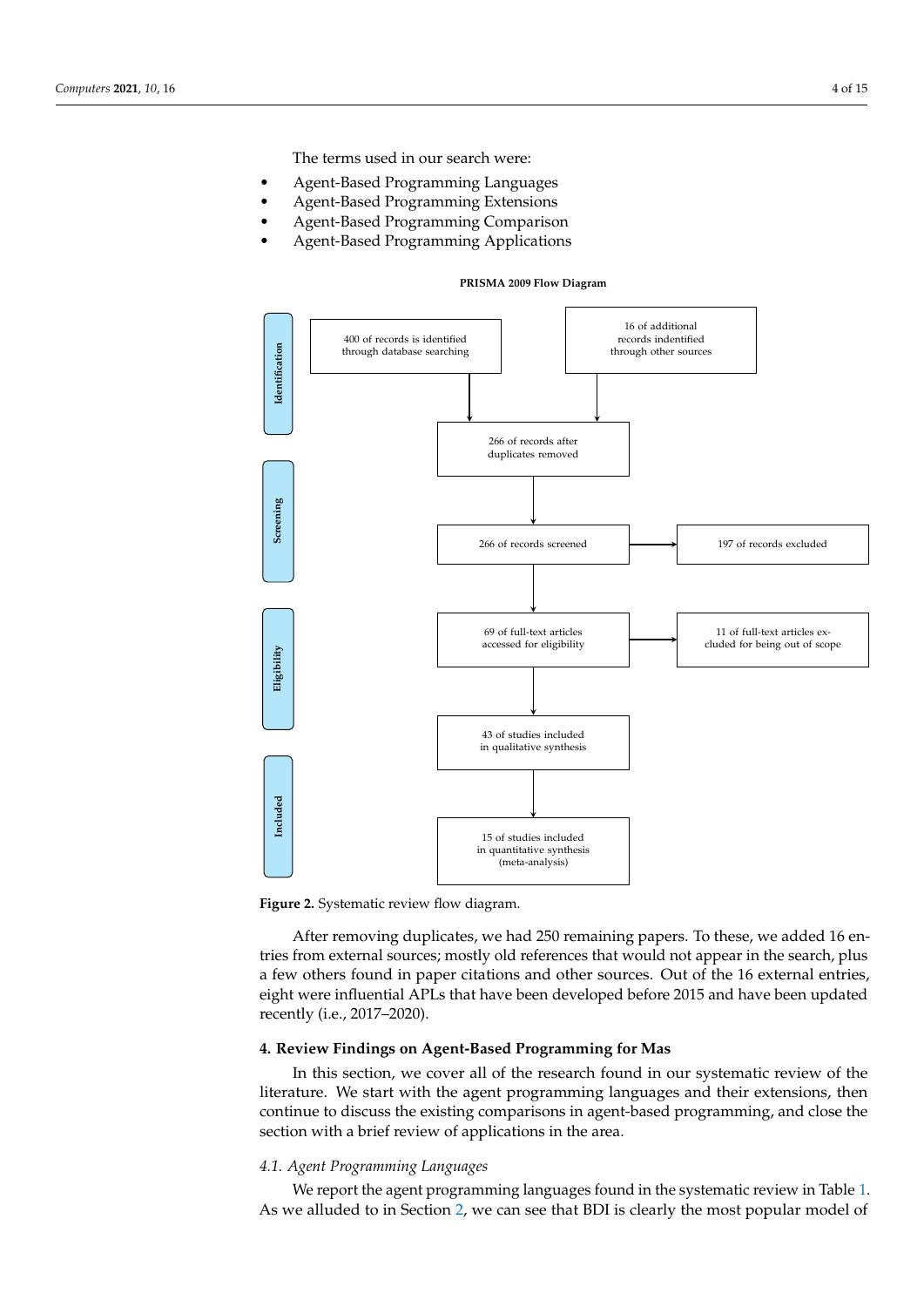The terms used in our search were:

- Agent-Based Programming Languages
- Agent-Based Programming Extensions
- Agent-Based Programming Comparison
- Agent-Based Programming Applications

**PRISMA 2009 Flow Diagram**

| Stage | Records | Excluded |
| --- | --- | --- |
| Identification | 400 of records is identified through database searching; 16 of additional records indentified through other sources | |
| | 266 of records after duplicates removed | |
| Screening | 266 of records screened | 197 of records excluded |
| Eligibility | 69 of full-text articles accessed for eligibility | 11 of full-text articles excluded for being out of scope |
| | 43 of studies included in qualitative synthesis | |
| Included | 15 of studies included in quantitative synthesis (meta-analysis) | |

**Figure 2.** Systematic review flow diagram.

After removing duplicates, we had 250 remaining papers. To these, we added 16 entries from external sources; mostly old references that would not appear in the search, plus a few others found in paper citations and other sources. Out of the 16 external entries, eight were influential APLs that have been developed before 2015 and have been updated recently (i.e., 2017–2020).

## 4. Review Findings on Agent-Based Programming for Mas

In this section, we cover all of the research found in our systematic review of the literature. We start with the agent programming languages and their extensions, then continue to discuss the existing comparisons in agent-based programming, and close the section with a brief review of applications in the area.

### *4.1. Agent Programming Languages*

We report the agent programming languages found in the systematic review in Table 1. As we alluded to in Section 2, we can see that BDI is clearly the most popular model of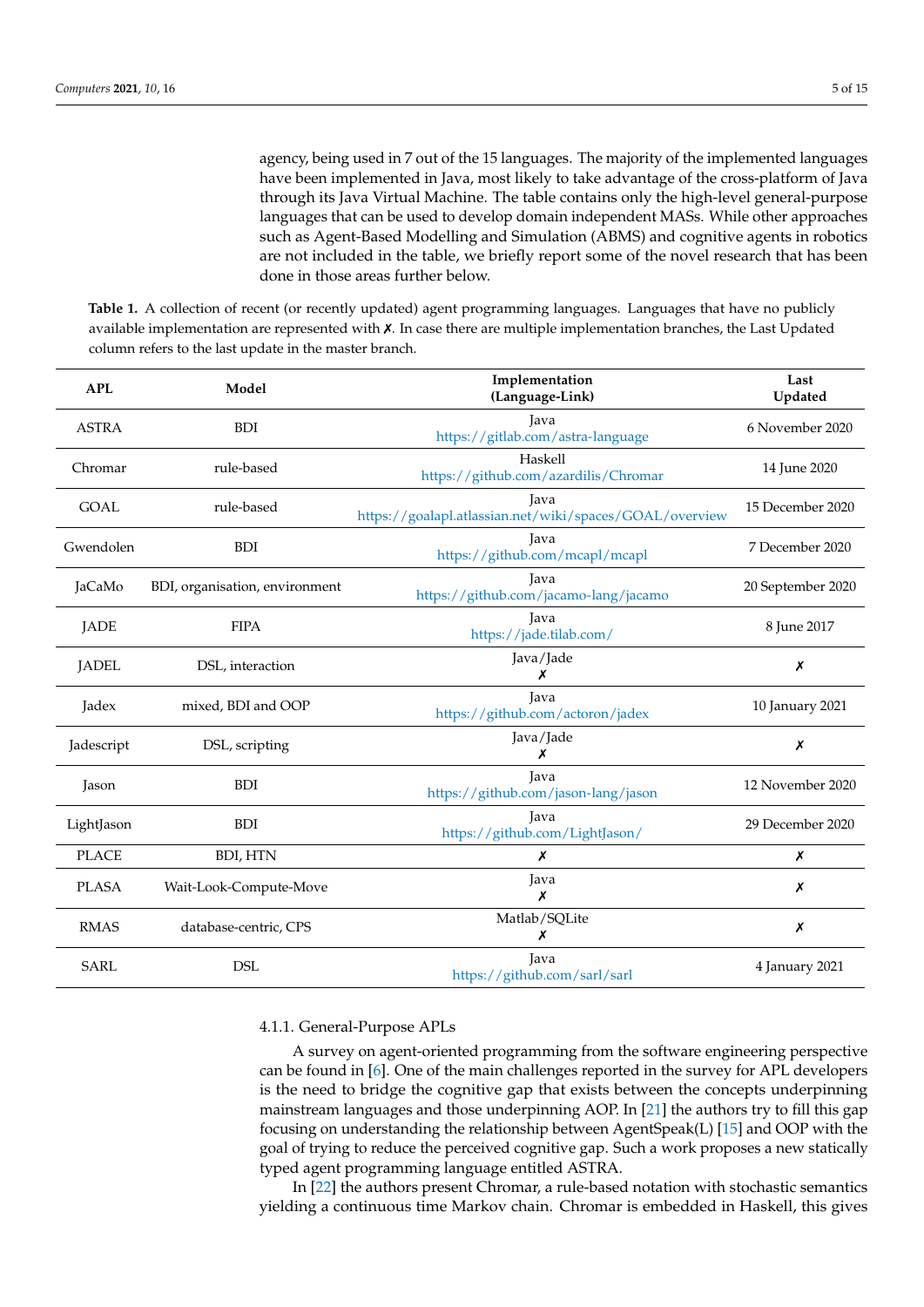agency, being used in 7 out of the 15 languages. The majority of the implemented languages have been implemented in Java, most likely to take advantage of the cross-platform of Java through its Java Virtual Machine. The table contains only the high-level general-purpose languages that can be used to develop domain independent MASs. While other approaches such as Agent-Based Modelling and Simulation (ABMS) and cognitive agents in robotics are not included in the table, we briefly report some of the novel research that has been done in those areas further below.

**Table 1.** A collection of recent (or recently updated) agent programming languages. Languages that have no publicly available implementation are represented with ✗. In case there are multiple implementation branches, the Last Updated column refers to the last update in the master branch.

| APL | Model | Implementation (Language-Link) | Last Updated |
|---|---|---|---|
| ASTRA | BDI | Java https://gitlab.com/astra-language | 6 November 2020 |
| Chromar | rule-based | Haskell https://github.com/azardilis/Chromar | 14 June 2020 |
| GOAL | rule-based | Java https://goalapl.atlassian.net/wiki/spaces/GOAL/overview | 15 December 2020 |
| Gwendolen | BDI | Java https://github.com/mcapl/mcapl | 7 December 2020 |
| JaCaMo | BDI, organisation, environment | Java https://github.com/jacamo-lang/jacamo | 20 September 2020 |
| JADE | FIPA | Java https://jade.tilab.com/ | 8 June 2017 |
| JADEL | DSL, interaction | Java/Jade ✗ | ✗ |
| Jadex | mixed, BDI and OOP | Java https://github.com/actoron/jadex | 10 January 2021 |
| Jadescript | DSL, scripting | Java/Jade ✗ | ✗ |
| Jason | BDI | Java https://github.com/jason-lang/jason | 12 November 2020 |
| LightJason | BDI | Java https://github.com/LightJason/ | 29 December 2020 |
| PLACE | BDI, HTN | ✗ | ✗ |
| PLASA | Wait-Look-Compute-Move | Java ✗ | ✗ |
| RMAS | database-centric, CPS | Matlab/SQLite ✗ | ✗ |
| SARL | DSL | Java https://github.com/sarl/sarl | 4 January 2021 |

#### 4.1.1. General-Purpose APLs

A survey on agent-oriented programming from the software engineering perspective can be found in [6]. One of the main challenges reported in the survey for APL developers is the need to bridge the cognitive gap that exists between the concepts underpinning mainstream languages and those underpinning AOP. In [21] the authors try to fill this gap focusing on understanding the relationship between AgentSpeak(L) [15] and OOP with the goal of trying to reduce the perceived cognitive gap. Such a work proposes a new statically typed agent programming language entitled ASTRA.

In [22] the authors present Chromar, a rule-based notation with stochastic semantics yielding a continuous time Markov chain. Chromar is embedded in Haskell, this gives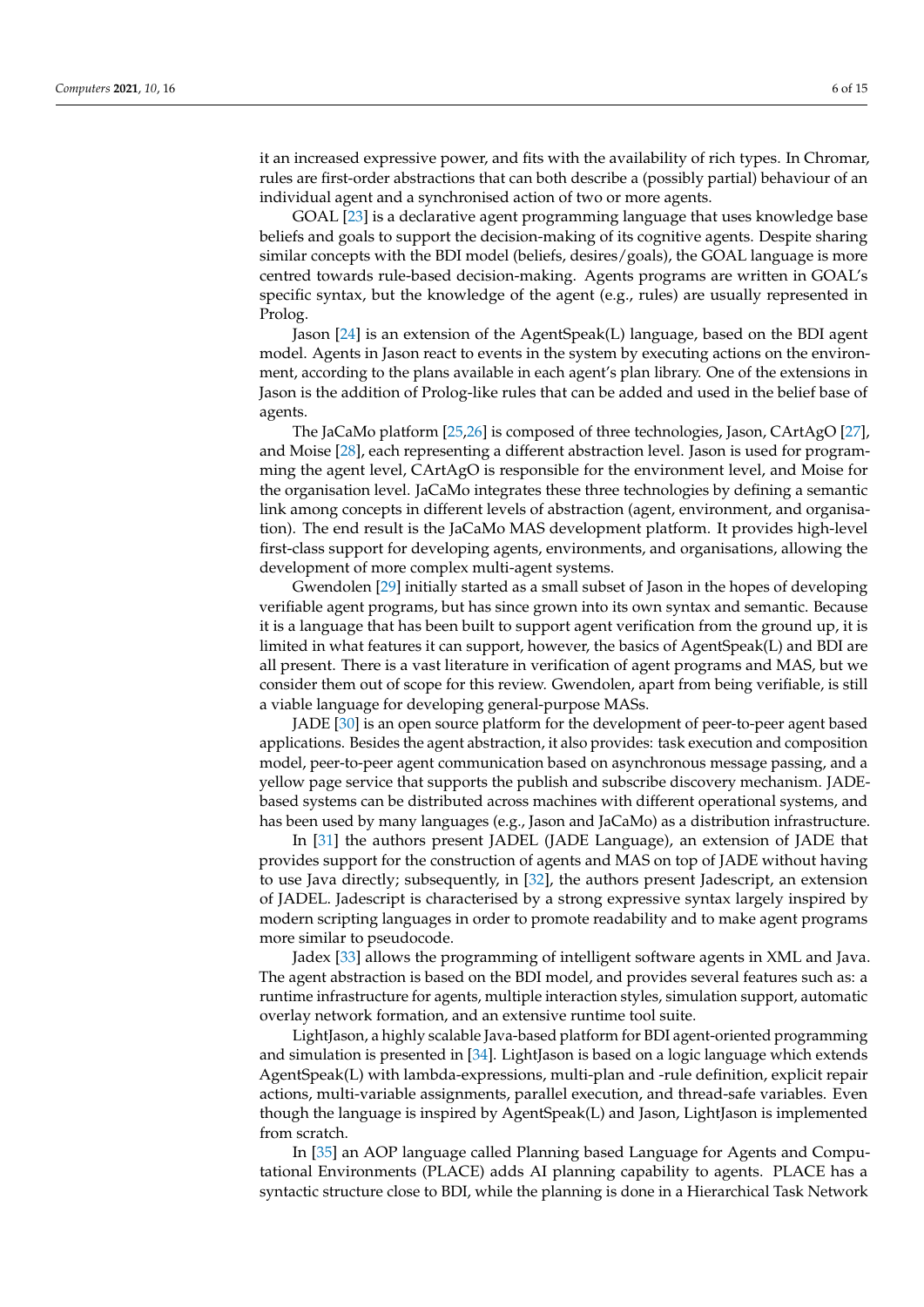it an increased expressive power, and fits with the availability of rich types. In Chromar, rules are first-order abstractions that can both describe a (possibly partial) behaviour of an individual agent and a synchronised action of two or more agents.

GOAL [23] is a declarative agent programming language that uses knowledge base beliefs and goals to support the decision-making of its cognitive agents. Despite sharing similar concepts with the BDI model (beliefs, desires/goals), the GOAL language is more centred towards rule-based decision-making. Agents programs are written in GOAL's specific syntax, but the knowledge of the agent (e.g., rules) are usually represented in Prolog.

Jason [24] is an extension of the AgentSpeak(L) language, based on the BDI agent model. Agents in Jason react to events in the system by executing actions on the environment, according to the plans available in each agent's plan library. One of the extensions in Jason is the addition of Prolog-like rules that can be added and used in the belief base of agents.

The JaCaMo platform [25,26] is composed of three technologies, Jason, CArtAgO [27], and Moise [28], each representing a different abstraction level. Jason is used for programming the agent level, CArtAgO is responsible for the environment level, and Moise for the organisation level. JaCaMo integrates these three technologies by defining a semantic link among concepts in different levels of abstraction (agent, environment, and organisation). The end result is the JaCaMo MAS development platform. It provides high-level first-class support for developing agents, environments, and organisations, allowing the development of more complex multi-agent systems.

Gwendolen [29] initially started as a small subset of Jason in the hopes of developing verifiable agent programs, but has since grown into its own syntax and semantic. Because it is a language that has been built to support agent verification from the ground up, it is limited in what features it can support, however, the basics of AgentSpeak(L) and BDI are all present. There is a vast literature in verification of agent programs and MAS, but we consider them out of scope for this review. Gwendolen, apart from being verifiable, is still a viable language for developing general-purpose MASs.

JADE [30] is an open source platform for the development of peer-to-peer agent based applications. Besides the agent abstraction, it also provides: task execution and composition model, peer-to-peer agent communication based on asynchronous message passing, and a yellow page service that supports the publish and subscribe discovery mechanism. JADE-based systems can be distributed across machines with different operational systems, and has been used by many languages (e.g., Jason and JaCaMo) as a distribution infrastructure.

In [31] the authors present JADEL (JADE Language), an extension of JADE that provides support for the construction of agents and MAS on top of JADE without having to use Java directly; subsequently, in [32], the authors present Jadescript, an extension of JADEL. Jadescript is characterised by a strong expressive syntax largely inspired by modern scripting languages in order to promote readability and to make agent programs more similar to pseudocode.

Jadex [33] allows the programming of intelligent software agents in XML and Java. The agent abstraction is based on the BDI model, and provides several features such as: a runtime infrastructure for agents, multiple interaction styles, simulation support, automatic overlay network formation, and an extensive runtime tool suite.

LightJason, a highly scalable Java-based platform for BDI agent-oriented programming and simulation is presented in [34]. LightJason is based on a logic language which extends AgentSpeak(L) with lambda-expressions, multi-plan and -rule definition, explicit repair actions, multi-variable assignments, parallel execution, and thread-safe variables. Even though the language is inspired by AgentSpeak(L) and Jason, LightJason is implemented from scratch.

In [35] an AOP language called Planning based Language for Agents and Computational Environments (PLACE) adds AI planning capability to agents. PLACE has a syntactic structure close to BDI, while the planning is done in a Hierarchical Task Network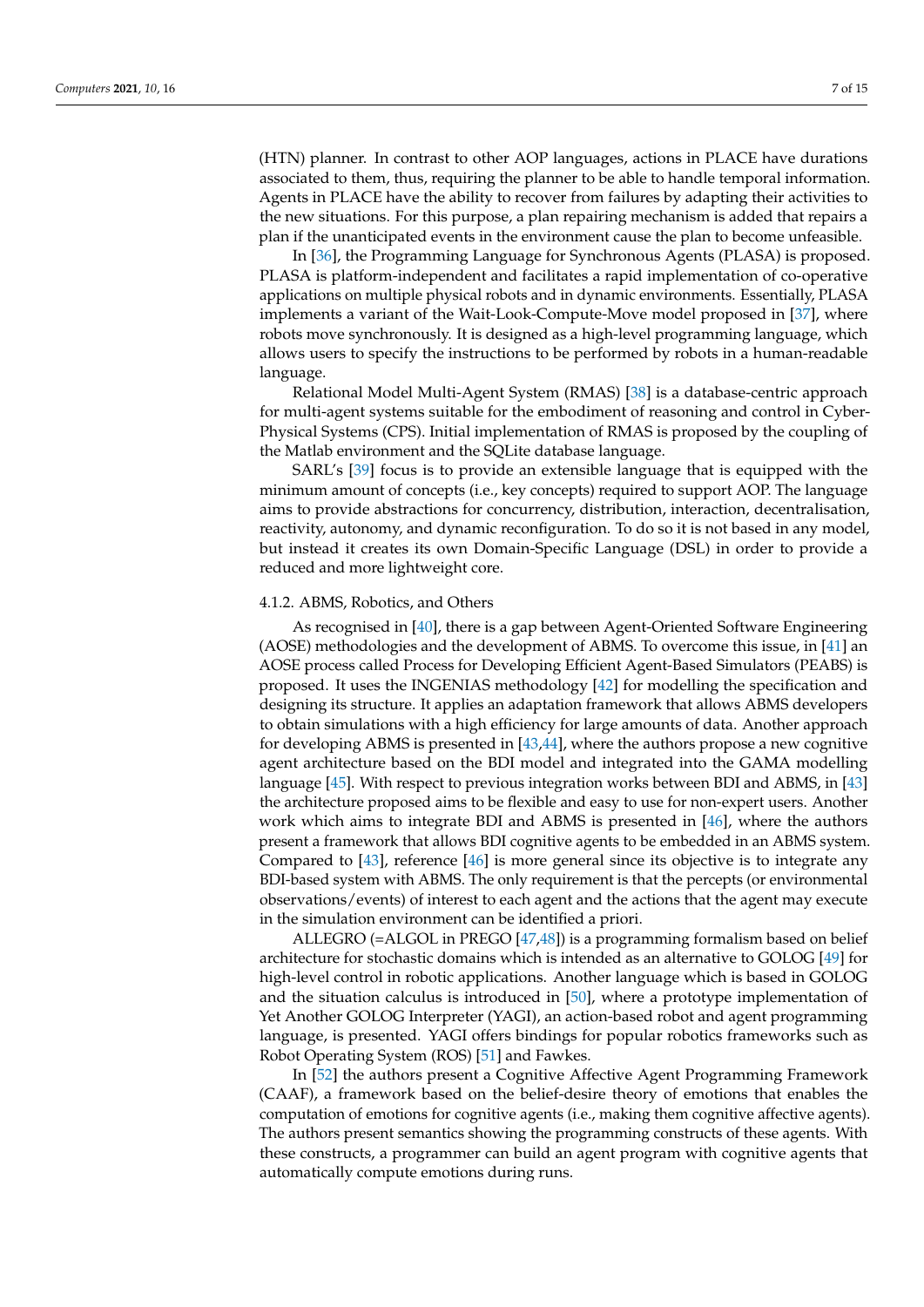(HTN) planner. In contrast to other AOP languages, actions in PLACE have durations associated to them, thus, requiring the planner to be able to handle temporal information. Agents in PLACE have the ability to recover from failures by adapting their activities to the new situations. For this purpose, a plan repairing mechanism is added that repairs a plan if the unanticipated events in the environment cause the plan to become unfeasible.

In [36], the Programming Language for Synchronous Agents (PLASA) is proposed. PLASA is platform-independent and facilitates a rapid implementation of co-operative applications on multiple physical robots and in dynamic environments. Essentially, PLASA implements a variant of the Wait-Look-Compute-Move model proposed in [37], where robots move synchronously. It is designed as a high-level programming language, which allows users to specify the instructions to be performed by robots in a human-readable language.

Relational Model Multi-Agent System (RMAS) [38] is a database-centric approach for multi-agent systems suitable for the embodiment of reasoning and control in Cyber-Physical Systems (CPS). Initial implementation of RMAS is proposed by the coupling of the Matlab environment and the SQLite database language.

SARL's [39] focus is to provide an extensible language that is equipped with the minimum amount of concepts (i.e., key concepts) required to support AOP. The language aims to provide abstractions for concurrency, distribution, interaction, decentralisation, reactivity, autonomy, and dynamic reconfiguration. To do so it is not based in any model, but instead it creates its own Domain-Specific Language (DSL) in order to provide a reduced and more lightweight core.

#### 4.1.2. ABMS, Robotics, and Others

As recognised in [40], there is a gap between Agent-Oriented Software Engineering (AOSE) methodologies and the development of ABMS. To overcome this issue, in [41] an AOSE process called Process for Developing Efficient Agent-Based Simulators (PEABS) is proposed. It uses the INGENIAS methodology [42] for modelling the specification and designing its structure. It applies an adaptation framework that allows ABMS developers to obtain simulations with a high efficiency for large amounts of data. Another approach for developing ABMS is presented in [43,44], where the authors propose a new cognitive agent architecture based on the BDI model and integrated into the GAMA modelling language [45]. With respect to previous integration works between BDI and ABMS, in [43] the architecture proposed aims to be flexible and easy to use for non-expert users. Another work which aims to integrate BDI and ABMS is presented in [46], where the authors present a framework that allows BDI cognitive agents to be embedded in an ABMS system. Compared to [43], reference [46] is more general since its objective is to integrate any BDI-based system with ABMS. The only requirement is that the percepts (or environmental observations/events) of interest to each agent and the actions that the agent may execute in the simulation environment can be identified a priori.

ALLEGRO (=ALGOL in PREGO [47,48]) is a programming formalism based on belief architecture for stochastic domains which is intended as an alternative to GOLOG [49] for high-level control in robotic applications. Another language which is based in GOLOG and the situation calculus is introduced in [50], where a prototype implementation of Yet Another GOLOG Interpreter (YAGI), an action-based robot and agent programming language, is presented. YAGI offers bindings for popular robotics frameworks such as Robot Operating System (ROS) [51] and Fawkes.

In [52] the authors present a Cognitive Affective Agent Programming Framework (CAAF), a framework based on the belief-desire theory of emotions that enables the computation of emotions for cognitive agents (i.e., making them cognitive affective agents). The authors present semantics showing the programming constructs of these agents. With these constructs, a programmer can build an agent program with cognitive agents that automatically compute emotions during runs.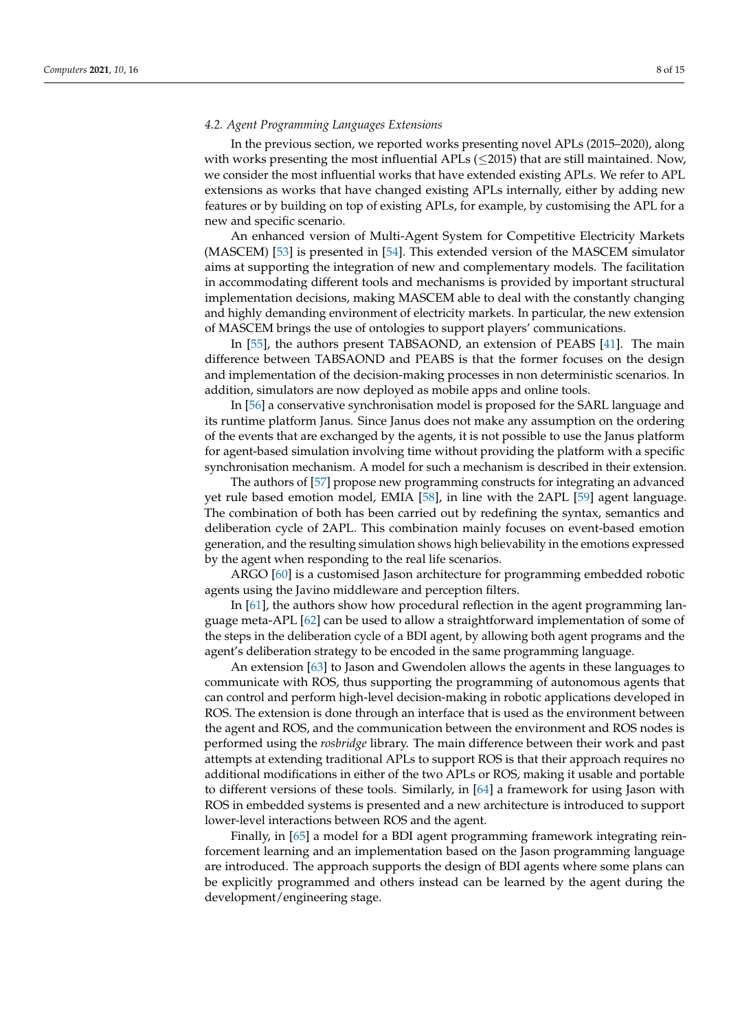### 4.2. Agent Programming Languages Extensions

In the previous section, we reported works presenting novel APLs (2015–2020), along with works presenting the most influential APLs ($\leq$2015) that are still maintained. Now, we consider the most influential works that have extended existing APLs. We refer to APL extensions as works that have changed existing APLs internally, either by adding new features or by building on top of existing APLs, for example, by customising the APL for a new and specific scenario.

An enhanced version of Multi-Agent System for Competitive Electricity Markets (MASCEM) [53] is presented in [54]. This extended version of the MASCEM simulator aims at supporting the integration of new and complementary models. The facilitation in accommodating different tools and mechanisms is provided by important structural implementation decisions, making MASCEM able to deal with the constantly changing and highly demanding environment of electricity markets. In particular, the new extension of MASCEM brings the use of ontologies to support players' communications.

In [55], the authors present TABSAOND, an extension of PEABS [41]. The main difference between TABSAOND and PEABS is that the former focuses on the design and implementation of the decision-making processes in non deterministic scenarios. In addition, simulators are now deployed as mobile apps and online tools.

In [56] a conservative synchronisation model is proposed for the SARL language and its runtime platform Janus. Since Janus does not make any assumption on the ordering of the events that are exchanged by the agents, it is not possible to use the Janus platform for agent-based simulation involving time without providing the platform with a specific synchronisation mechanism. A model for such a mechanism is described in their extension.

The authors of [57] propose new programming constructs for integrating an advanced yet rule based emotion model, EMIA [58], in line with the 2APL [59] agent language. The combination of both has been carried out by redefining the syntax, semantics and deliberation cycle of 2APL. This combination mainly focuses on event-based emotion generation, and the resulting simulation shows high believability in the emotions expressed by the agent when responding to the real life scenarios.

ARGO [60] is a customised Jason architecture for programming embedded robotic agents using the Javino middleware and perception filters.

In [61], the authors show how procedural reflection in the agent programming language meta-APL [62] can be used to allow a straightforward implementation of some of the steps in the deliberation cycle of a BDI agent, by allowing both agent programs and the agent's deliberation strategy to be encoded in the same programming language.

An extension [63] to Jason and Gwendolen allows the agents in these languages to communicate with ROS, thus supporting the programming of autonomous agents that can control and perform high-level decision-making in robotic applications developed in ROS. The extension is done through an interface that is used as the environment between the agent and ROS, and the communication between the environment and ROS nodes is performed using the *rosbridge* library. The main difference between their work and past attempts at extending traditional APLs to support ROS is that their approach requires no additional modifications in either of the two APLs or ROS, making it usable and portable to different versions of these tools. Similarly, in [64] a framework for using Jason with ROS in embedded systems is presented and a new architecture is introduced to support lower-level interactions between ROS and the agent.

Finally, in [65] a model for a BDI agent programming framework integrating reinforcement learning and an implementation based on the Jason programming language are introduced. The approach supports the design of BDI agents where some plans can be explicitly programmed and others instead can be learned by the agent during the development/engineering stage.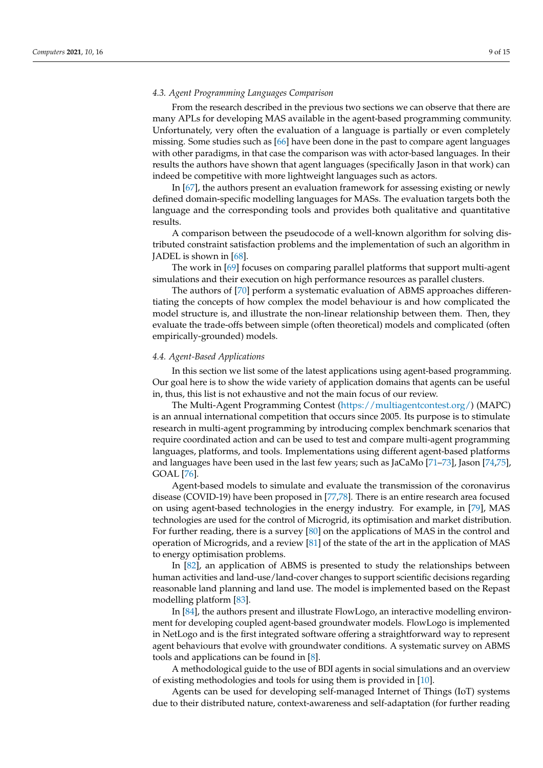### 4.3. Agent Programming Languages Comparison

From the research described in the previous two sections we can observe that there are many APLs for developing MAS available in the agent-based programming community. Unfortunately, very often the evaluation of a language is partially or even completely missing. Some studies such as [66] have been done in the past to compare agent languages with other paradigms, in that case the comparison was with actor-based languages. In their results the authors have shown that agent languages (specifically Jason in that work) can indeed be competitive with more lightweight languages such as actors.

In [67], the authors present an evaluation framework for assessing existing or newly defined domain-specific modelling languages for MASs. The evaluation targets both the language and the corresponding tools and provides both qualitative and quantitative results.

A comparison between the pseudocode of a well-known algorithm for solving distributed constraint satisfaction problems and the implementation of such an algorithm in JADEL is shown in [68].

The work in [69] focuses on comparing parallel platforms that support multi-agent simulations and their execution on high performance resources as parallel clusters.

The authors of [70] perform a systematic evaluation of ABMS approaches differentiating the concepts of how complex the model behaviour is and how complicated the model structure is, and illustrate the non-linear relationship between them. Then, they evaluate the trade-offs between simple (often theoretical) models and complicated (often empirically-grounded) models.

### 4.4. Agent-Based Applications

In this section we list some of the latest applications using agent-based programming. Our goal here is to show the wide variety of application domains that agents can be useful in, thus, this list is not exhaustive and not the main focus of our review.

The Multi-Agent Programming Contest (https://multiagentcontest.org/) (MAPC) is an annual international competition that occurs since 2005. Its purpose is to stimulate research in multi-agent programming by introducing complex benchmark scenarios that require coordinated action and can be used to test and compare multi-agent programming languages, platforms, and tools. Implementations using different agent-based platforms and languages have been used in the last few years; such as JaCaMo [71–73], Jason [74,75], GOAL [76].

Agent-based models to simulate and evaluate the transmission of the coronavirus disease (COVID-19) have been proposed in [77,78]. There is an entire research area focused on using agent-based technologies in the energy industry. For example, in [79], MAS technologies are used for the control of Microgrid, its optimisation and market distribution. For further reading, there is a survey [80] on the applications of MAS in the control and operation of Microgrids, and a review [81] of the state of the art in the application of MAS to energy optimisation problems.

In [82], an application of ABMS is presented to study the relationships between human activities and land-use/land-cover changes to support scientific decisions regarding reasonable land planning and land use. The model is implemented based on the Repast modelling platform [83].

In [84], the authors present and illustrate FlowLogo, an interactive modelling environment for developing coupled agent-based groundwater models. FlowLogo is implemented in NetLogo and is the first integrated software offering a straightforward way to represent agent behaviours that evolve with groundwater conditions. A systematic survey on ABMS tools and applications can be found in [8].

A methodological guide to the use of BDI agents in social simulations and an overview of existing methodologies and tools for using them is provided in [10].

Agents can be used for developing self-managed Internet of Things (IoT) systems due to their distributed nature, context-awareness and self-adaptation (for further reading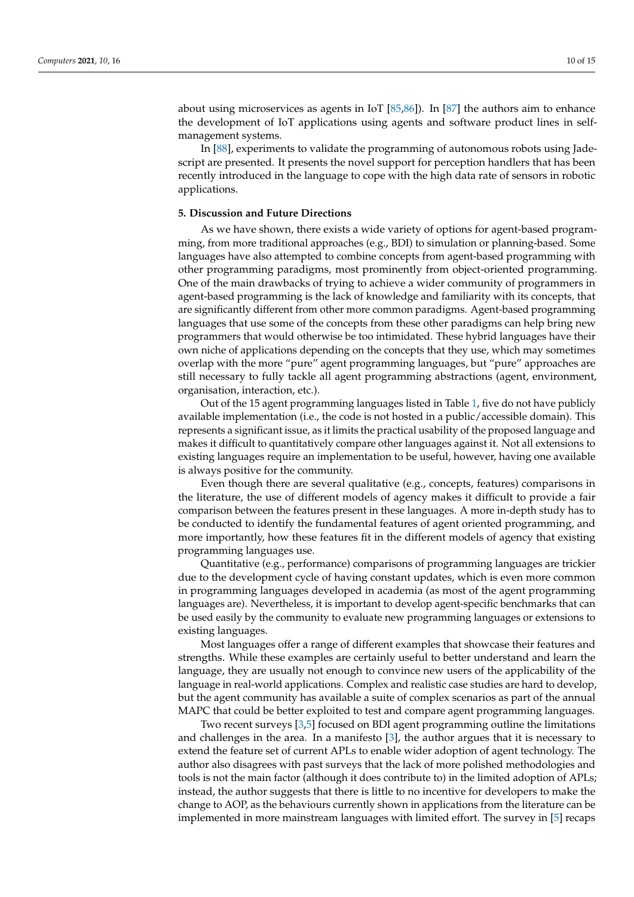about using microservices as agents in IoT [85,86]). In [87] the authors aim to enhance the development of IoT applications using agents and software product lines in self-management systems.

In [88], experiments to validate the programming of autonomous robots using Jadescript are presented. It presents the novel support for perception handlers that has been recently introduced in the language to cope with the high data rate of sensors in robotic applications.

## 5. Discussion and Future Directions

As we have shown, there exists a wide variety of options for agent-based programming, from more traditional approaches (e.g., BDI) to simulation or planning-based. Some languages have also attempted to combine concepts from agent-based programming with other programming paradigms, most prominently from object-oriented programming. One of the main drawbacks of trying to achieve a wider community of programmers in agent-based programming is the lack of knowledge and familiarity with its concepts, that are significantly different from other more common paradigms. Agent-based programming languages that use some of the concepts from these other paradigms can help bring new programmers that would otherwise be too intimidated. These hybrid languages have their own niche of applications depending on the concepts that they use, which may sometimes overlap with the more "pure" agent programming languages, but "pure" approaches are still necessary to fully tackle all agent programming abstractions (agent, environment, organisation, interaction, etc.).

Out of the 15 agent programming languages listed in Table 1, five do not have publicly available implementation (i.e., the code is not hosted in a public/accessible domain). This represents a significant issue, as it limits the practical usability of the proposed language and makes it difficult to quantitatively compare other languages against it. Not all extensions to existing languages require an implementation to be useful, however, having one available is always positive for the community.

Even though there are several qualitative (e.g., concepts, features) comparisons in the literature, the use of different models of agency makes it difficult to provide a fair comparison between the features present in these languages. A more in-depth study has to be conducted to identify the fundamental features of agent oriented programming, and more importantly, how these features fit in the different models of agency that existing programming languages use.

Quantitative (e.g., performance) comparisons of programming languages are trickier due to the development cycle of having constant updates, which is even more common in programming languages developed in academia (as most of the agent programming languages are). Nevertheless, it is important to develop agent-specific benchmarks that can be used easily by the community to evaluate new programming languages or extensions to existing languages.

Most languages offer a range of different examples that showcase their features and strengths. While these examples are certainly useful to better understand and learn the language, they are usually not enough to convince new users of the applicability of the language in real-world applications. Complex and realistic case studies are hard to develop, but the agent community has available a suite of complex scenarios as part of the annual MAPC that could be better exploited to test and compare agent programming languages.

Two recent surveys [3,5] focused on BDI agent programming outline the limitations and challenges in the area. In a manifesto [3], the author argues that it is necessary to extend the feature set of current APLs to enable wider adoption of agent technology. The author also disagrees with past surveys that the lack of more polished methodologies and tools is not the main factor (although it does contribute to) in the limited adoption of APLs; instead, the author suggests that there is little to no incentive for developers to make the change to AOP, as the behaviours currently shown in applications from the literature can be implemented in more mainstream languages with limited effort. The survey in [5] recaps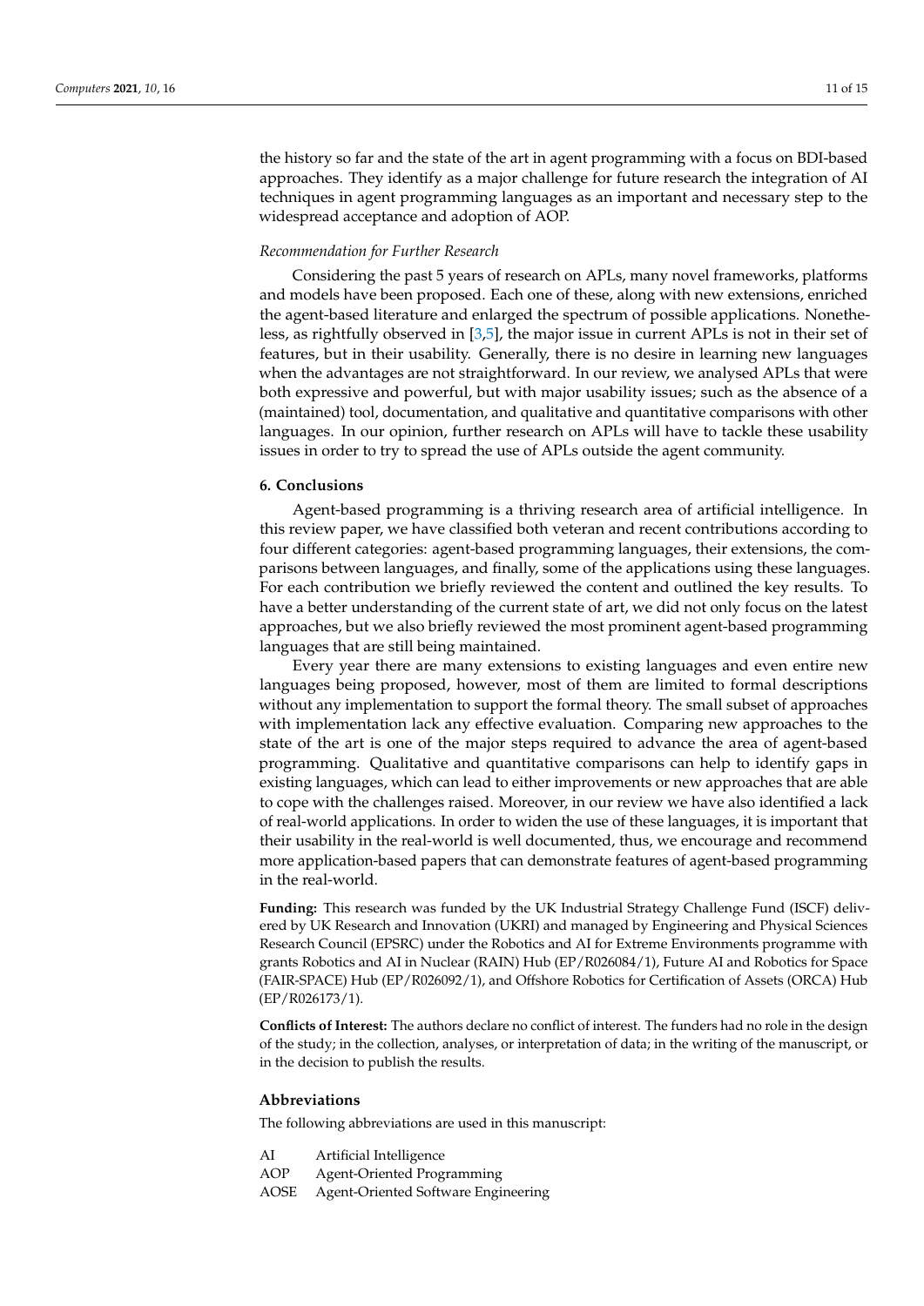the history so far and the state of the art in agent programming with a focus on BDI-based approaches. They identify as a major challenge for future research the integration of AI techniques in agent programming languages as an important and necessary step to the widespread acceptance and adoption of AOP.

*Recommendation for Further Research*

Considering the past 5 years of research on APLs, many novel frameworks, platforms and models have been proposed. Each one of these, along with new extensions, enriched the agent-based literature and enlarged the spectrum of possible applications. Nonetheless, as rightfully observed in [3,5], the major issue in current APLs is not in their set of features, but in their usability. Generally, there is no desire in learning new languages when the advantages are not straightforward. In our review, we analysed APLs that were both expressive and powerful, but with major usability issues; such as the absence of a (maintained) tool, documentation, and qualitative and quantitative comparisons with other languages. In our opinion, further research on APLs will have to tackle these usability issues in order to try to spread the use of APLs outside the agent community.

## 6. Conclusions

Agent-based programming is a thriving research area of artificial intelligence. In this review paper, we have classified both veteran and recent contributions according to four different categories: agent-based programming languages, their extensions, the comparisons between languages, and finally, some of the applications using these languages. For each contribution we briefly reviewed the content and outlined the key results. To have a better understanding of the current state of art, we did not only focus on the latest approaches, but we also briefly reviewed the most prominent agent-based programming languages that are still being maintained.

Every year there are many extensions to existing languages and even entire new languages being proposed, however, most of them are limited to formal descriptions without any implementation to support the formal theory. The small subset of approaches with implementation lack any effective evaluation. Comparing new approaches to the state of the art is one of the major steps required to advance the area of agent-based programming. Qualitative and quantitative comparisons can help to identify gaps in existing languages, which can lead to either improvements or new approaches that are able to cope with the challenges raised. Moreover, in our review we have also identified a lack of real-world applications. In order to widen the use of these languages, it is important that their usability in the real-world is well documented, thus, we encourage and recommend more application-based papers that can demonstrate features of agent-based programming in the real-world.

**Funding:** This research was funded by the UK Industrial Strategy Challenge Fund (ISCF) delivered by UK Research and Innovation (UKRI) and managed by Engineering and Physical Sciences Research Council (EPSRC) under the Robotics and AI for Extreme Environments programme with grants Robotics and AI in Nuclear (RAIN) Hub (EP/R026084/1), Future AI and Robotics for Space (FAIR-SPACE) Hub (EP/R026092/1), and Offshore Robotics for Certification of Assets (ORCA) Hub (EP/R026173/1).

**Conflicts of Interest:** The authors declare no conflict of interest. The funders had no role in the design of the study; in the collection, analyses, or interpretation of data; in the writing of the manuscript, or in the decision to publish the results.

## Abbreviations

The following abbreviations are used in this manuscript:

| | |
|---|---|
| AI | Artificial Intelligence |
| AOP | Agent-Oriented Programming |
| AOSE | Agent-Oriented Software Engineering |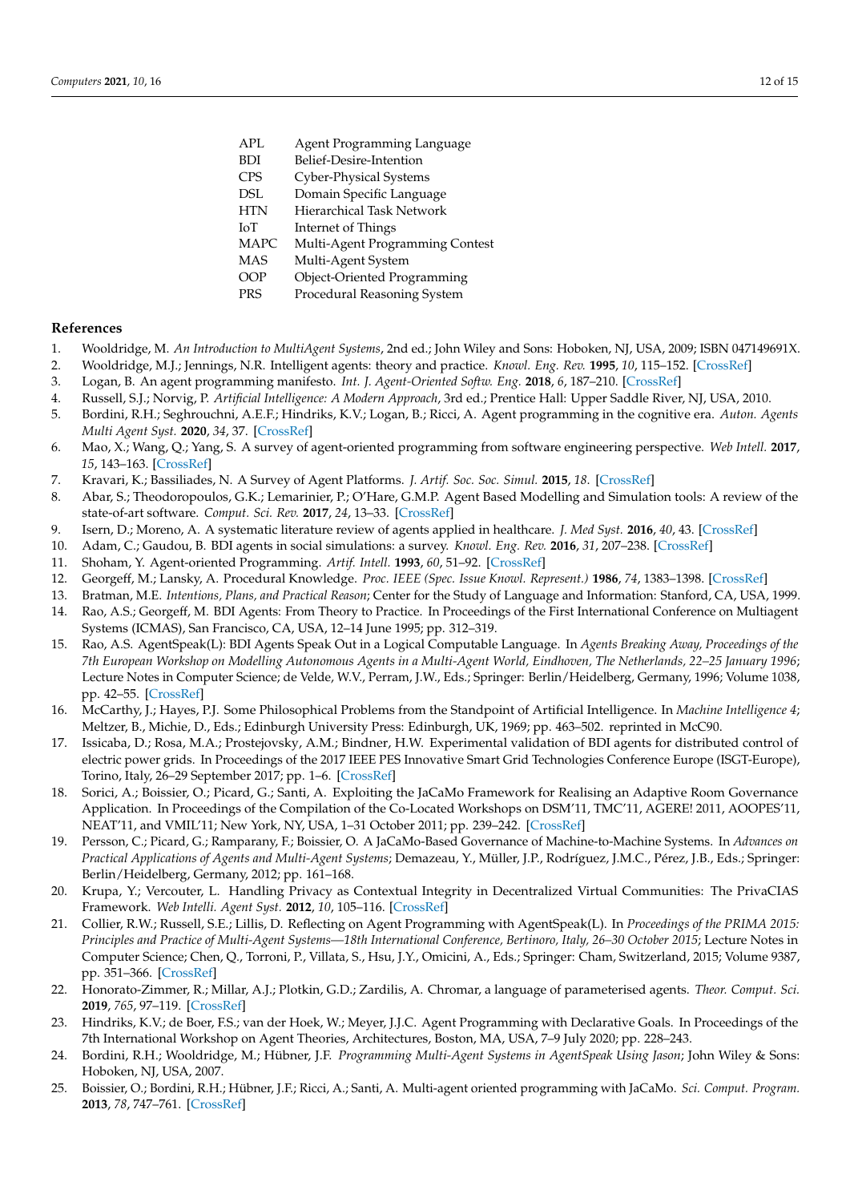| | |
|---|---|
| APL | Agent Programming Language |
| BDI | Belief-Desire-Intention |
| CPS | Cyber-Physical Systems |
| DSL | Domain Specific Language |
| HTN | Hierarchical Task Network |
| IoT | Internet of Things |
| MAPC | Multi-Agent Programming Contest |
| MAS | Multi-Agent System |
| OOP | Object-Oriented Programming |
| PRS | Procedural Reasoning System |

## References

1. Wooldridge, M. *An Introduction to MultiAgent Systems*, 2nd ed.; John Wiley and Sons: Hoboken, NJ, USA, 2009; ISBN 047149691X.
2. Wooldridge, M.J.; Jennings, N.R. Intelligent agents: theory and practice. *Knowl. Eng. Rev.* **1995**, *10*, 115–152. [CrossRef]
3. Logan, B. An agent programming manifesto. *Int. J. Agent-Oriented Softw. Eng.* **2018**, *6*, 187–210. [CrossRef]
4. Russell, S.J.; Norvig, P. *Artificial Intelligence: A Modern Approach*, 3rd ed.; Prentice Hall: Upper Saddle River, NJ, USA, 2010.
5. Bordini, R.H.; Seghrouchni, A.E.F.; Hindriks, K.V.; Logan, B.; Ricci, A. Agent programming in the cognitive era. *Auton. Agents Multi Agent Syst.* **2020**, *34*, 37. [CrossRef]
6. Mao, X.; Wang, Q.; Yang, S. A survey of agent-oriented programming from software engineering perspective. *Web Intell.* **2017**, *15*, 143–163. [CrossRef]
7. Kravari, K.; Bassiliades, N. A Survey of Agent Platforms. *J. Artif. Soc. Soc. Simul.* **2015**, *18*. [CrossRef]
8. Abar, S.; Theodoropoulos, G.K.; Lemarinier, P.; O'Hare, G.M.P. Agent Based Modelling and Simulation tools: A review of the state-of-art software. *Comput. Sci. Rev.* **2017**, *24*, 13–33. [CrossRef]
9. Isern, D.; Moreno, A. A systematic literature review of agents applied in healthcare. *J. Med Syst.* **2016**, *40*, 43. [CrossRef]
10. Adam, C.; Gaudou, B. BDI agents in social simulations: a survey. *Knowl. Eng. Rev.* **2016**, *31*, 207–238. [CrossRef]
11. Shoham, Y. Agent-oriented Programming. *Artif. Intell.* **1993**, *60*, 51–92. [CrossRef]
12. Georgeff, M.; Lansky, A. Procedural Knowledge. *Proc. IEEE (Spec. Issue Knowl. Represent.)* **1986**, *74*, 1383–1398. [CrossRef]
13. Bratman, M.E. *Intentions, Plans, and Practical Reason*; Center for the Study of Language and Information: Stanford, CA, USA, 1999.
14. Rao, A.S.; Georgeff, M. BDI Agents: From Theory to Practice. In Proceedings of the First International Conference on Multiagent Systems (ICMAS), San Francisco, CA, USA, 12–14 June 1995; pp. 312–319.
15. Rao, A.S. AgentSpeak(L): BDI Agents Speak Out in a Logical Computable Language. In *Agents Breaking Away, Proceedings of the 7th European Workshop on Modelling Autonomous Agents in a Multi-Agent World, Eindhoven, The Netherlands, 22–25 January 1996*; Lecture Notes in Computer Science; de Velde, W.V., Perram, J.W., Eds.; Springer: Berlin/Heidelberg, Germany, 1996; Volume 1038, pp. 42–55. [CrossRef]
16. McCarthy, J.; Hayes, P.J. Some Philosophical Problems from the Standpoint of Artificial Intelligence. In *Machine Intelligence 4*; Meltzer, B., Michie, D., Eds.; Edinburgh University Press: Edinburgh, UK, 1969; pp. 463–502. reprinted in McC90.
17. Issicaba, D.; Rosa, M.A.; Prostejovsky, A.M.; Bindner, H.W. Experimental validation of BDI agents for distributed control of electric power grids. In Proceedings of the 2017 IEEE PES Innovative Smart Grid Technologies Conference Europe (ISGT-Europe), Torino, Italy, 26–29 September 2017; pp. 1–6. [CrossRef]
18. Sorici, A.; Boissier, O.; Picard, G.; Santi, A. Exploiting the JaCaMo Framework for Realising an Adaptive Room Governance Application. In Proceedings of the Compilation of the Co-Located Workshops on DSM'11, TMC'11, AGERE! 2011, AOOPES'11, NEAT'11, and VMIL'11; New York, NY, USA, 1–31 October 2011; pp. 239–242. [CrossRef]
19. Persson, C.; Picard, G.; Ramparany, F.; Boissier, O. A JaCaMo-Based Governance of Machine-to-Machine Systems. In *Advances on Practical Applications of Agents and Multi-Agent Systems*; Demazeau, Y., Müller, J.P., Rodríguez, J.M.C., Pérez, J.B., Eds.; Springer: Berlin/Heidelberg, Germany, 2012; pp. 161–168.
20. Krupa, Y.; Vercouter, L. Handling Privacy as Contextual Integrity in Decentralized Virtual Communities: The PrivaCIAS Framework. *Web Intelli. Agent Syst.* **2012**, *10*, 105–116. [CrossRef]
21. Collier, R.W.; Russell, S.E.; Lillis, D. Reflecting on Agent Programming with AgentSpeak(L). In *Proceedings of the PRIMA 2015: Principles and Practice of Multi-Agent Systems—18th International Conference, Bertinoro, Italy, 26–30 October 2015*; Lecture Notes in Computer Science; Chen, Q., Torroni, P., Villata, S., Hsu, J.Y., Omicini, A., Eds.; Springer: Cham, Switzerland, 2015; Volume 9387, pp. 351–366. [CrossRef]
22. Honorato-Zimmer, R.; Millar, A.J.; Plotkin, G.D.; Zardilis, A. Chromar, a language of parameterised agents. *Theor. Comput. Sci.* **2019**, *765*, 97–119. [CrossRef]
23. Hindriks, K.V.; de Boer, F.S.; van der Hoek, W.; Meyer, J.J.C. Agent Programming with Declarative Goals. In Proceedings of the 7th International Workshop on Agent Theories, Architectures, Boston, MA, USA, 7–9 July 2020; pp. 228–243.
24. Bordini, R.H.; Wooldridge, M.; Hübner, J.F. *Programming Multi-Agent Systems in AgentSpeak Using Jason*; John Wiley & Sons: Hoboken, NJ, USA, 2007.
25. Boissier, O.; Bordini, R.H.; Hübner, J.F.; Ricci, A.; Santi, A. Multi-agent oriented programming with JaCaMo. *Sci. Comput. Program.* **2013**, *78*, 747–761. [CrossRef]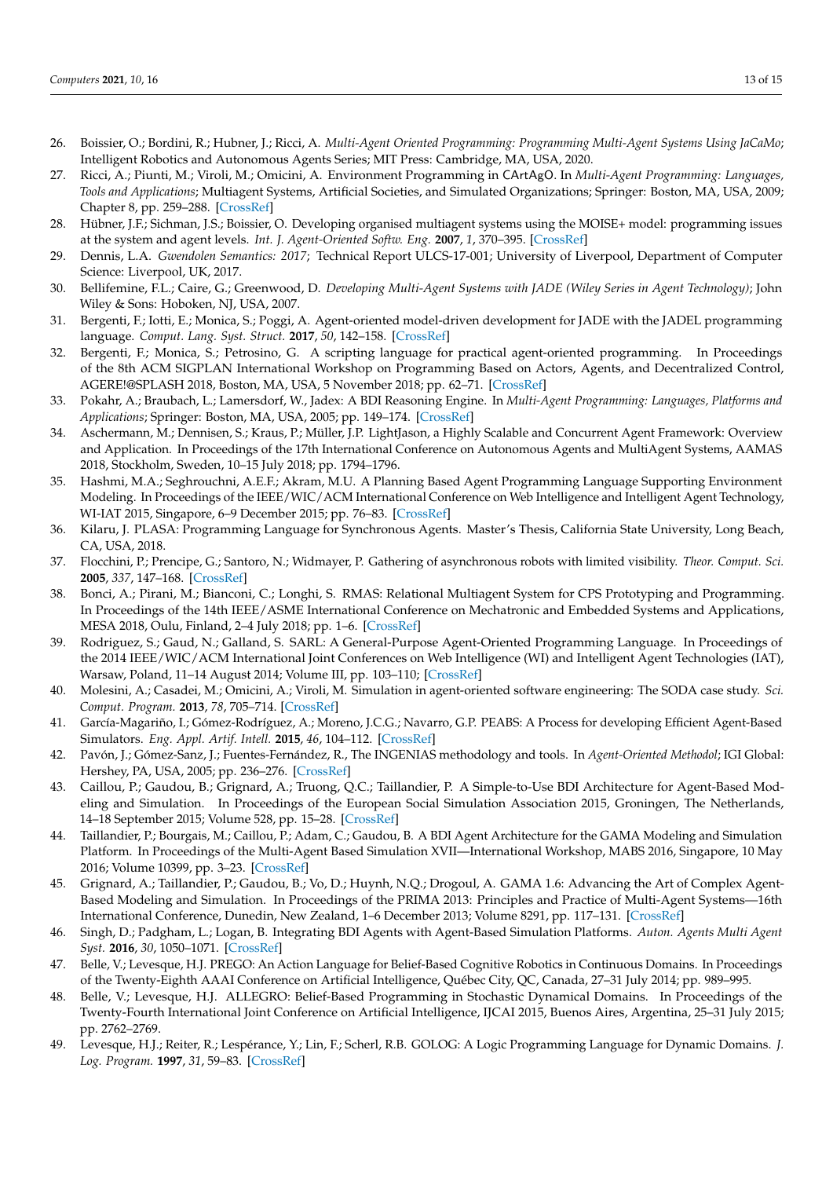26. Boissier, O.; Bordini, R.; Hubner, J.; Ricci, A. *Multi-Agent Oriented Programming: Programming Multi-Agent Systems Using JaCaMo*; Intelligent Robotics and Autonomous Agents Series; MIT Press: Cambridge, MA, USA, 2020.
27. Ricci, A.; Piunti, M.; Viroli, M.; Omicini, A. Environment Programming in CArtAgO. In *Multi-Agent Programming: Languages, Tools and Applications*; Multiagent Systems, Artificial Societies, and Simulated Organizations; Springer: Boston, MA, USA, 2009; Chapter 8, pp. 259–288. [CrossRef]
28. Hübner, J.F.; Sichman, J.S.; Boissier, O. Developing organised multiagent systems using the MOISE+ model: programming issues at the system and agent levels. *Int. J. Agent-Oriented Softw. Eng.* **2007**, *1*, 370–395. [CrossRef]
29. Dennis, L.A. *Gwendolen Semantics: 2017*; Technical Report ULCS-17-001; University of Liverpool, Department of Computer Science: Liverpool, UK, 2017.
30. Bellifemine, F.L.; Caire, G.; Greenwood, D. *Developing Multi-Agent Systems with JADE (Wiley Series in Agent Technology)*; John Wiley & Sons: Hoboken, NJ, USA, 2007.
31. Bergenti, F.; Iotti, E.; Monica, S.; Poggi, A. Agent-oriented model-driven development for JADE with the JADEL programming language. *Comput. Lang. Syst. Struct.* **2017**, *50*, 142–158. [CrossRef]
32. Bergenti, F.; Monica, S.; Petrosino, G. A scripting language for practical agent-oriented programming. In Proceedings of the 8th ACM SIGPLAN International Workshop on Programming Based on Actors, Agents, and Decentralized Control, AGERE!@SPLASH 2018, Boston, MA, USA, 5 November 2018; pp. 62–71. [CrossRef]
33. Pokahr, A.; Braubach, L.; Lamersdorf, W., Jadex: A BDI Reasoning Engine. In *Multi-Agent Programming: Languages, Platforms and Applications*; Springer: Boston, MA, USA, 2005; pp. 149–174. [CrossRef]
34. Aschermann, M.; Dennisen, S.; Kraus, P.; Müller, J.P. LightJason, a Highly Scalable and Concurrent Agent Framework: Overview and Application. In Proceedings of the 17th International Conference on Autonomous Agents and MultiAgent Systems, AAMAS 2018, Stockholm, Sweden, 10–15 July 2018; pp. 1794–1796.
35. Hashmi, M.A.; Seghrouchni, A.E.F.; Akram, M.U. A Planning Based Agent Programming Language Supporting Environment Modeling. In Proceedings of the IEEE/WIC/ACM International Conference on Web Intelligence and Intelligent Agent Technology, WI-IAT 2015, Singapore, 6–9 December 2015; pp. 76–83. [CrossRef]
36. Kilaru, J. PLASA: Programming Language for Synchronous Agents. Master's Thesis, California State University, Long Beach, CA, USA, 2018.
37. Flocchini, P.; Prencipe, G.; Santoro, N.; Widmayer, P. Gathering of asynchronous robots with limited visibility. *Theor. Comput. Sci.* **2005**, *337*, 147–168. [CrossRef]
38. Bonci, A.; Pirani, M.; Bianconi, C.; Longhi, S. RMAS: Relational Multiagent System for CPS Prototyping and Programming. In Proceedings of the 14th IEEE/ASME International Conference on Mechatronic and Embedded Systems and Applications, MESA 2018, Oulu, Finland, 2–4 July 2018; pp. 1–6. [CrossRef]
39. Rodriguez, S.; Gaud, N.; Galland, S. SARL: A General-Purpose Agent-Oriented Programming Language. In Proceedings of the 2014 IEEE/WIC/ACM International Joint Conferences on Web Intelligence (WI) and Intelligent Agent Technologies (IAT), Warsaw, Poland, 11–14 August 2014; Volume III, pp. 103–110; [CrossRef]
40. Molesini, A.; Casadei, M.; Omicini, A.; Viroli, M. Simulation in agent-oriented software engineering: The SODA case study. *Sci. Comput. Program.* **2013**, *78*, 705–714. [CrossRef]
41. García-Magariño, I.; Gómez-Rodríguez, A.; Moreno, J.C.G.; Navarro, G.P. PEABS: A Process for developing Efficient Agent-Based Simulators. *Eng. Appl. Artif. Intell.* **2015**, *46*, 104–112. [CrossRef]
42. Pavón, J.; Gómez-Sanz, J.; Fuentes-Fernández, R., The INGENIAS methodology and tools. In *Agent-Oriented Methodol*; IGI Global: Hershey, PA, USA, 2005; pp. 236–276. [CrossRef]
43. Caillou, P.; Gaudou, B.; Grignard, A.; Truong, Q.C.; Taillandier, P. A Simple-to-Use BDI Architecture for Agent-Based Modeling and Simulation. In Proceedings of the European Social Simulation Association 2015, Groningen, The Netherlands, 14–18 September 2015; Volume 528, pp. 15–28. [CrossRef]
44. Taillandier, P.; Bourgais, M.; Caillou, P.; Adam, C.; Gaudou, B. A BDI Agent Architecture for the GAMA Modeling and Simulation Platform. In Proceedings of the Multi-Agent Based Simulation XVII—International Workshop, MABS 2016, Singapore, 10 May 2016; Volume 10399, pp. 3–23. [CrossRef]
45. Grignard, A.; Taillandier, P.; Gaudou, B.; Vo, D.; Huynh, N.Q.; Drogoul, A. GAMA 1.6: Advancing the Art of Complex Agent-Based Modeling and Simulation. In Proceedings of the PRIMA 2013: Principles and Practice of Multi-Agent Systems—16th International Conference, Dunedin, New Zealand, 1–6 December 2013; Volume 8291, pp. 117–131. [CrossRef]
46. Singh, D.; Padgham, L.; Logan, B. Integrating BDI Agents with Agent-Based Simulation Platforms. *Auton. Agents Multi Agent Syst.* **2016**, *30*, 1050–1071. [CrossRef]
47. Belle, V.; Levesque, H.J. PREGO: An Action Language for Belief-Based Cognitive Robotics in Continuous Domains. In Proceedings of the Twenty-Eighth AAAI Conference on Artificial Intelligence, Québec City, QC, Canada, 27–31 July 2014; pp. 989–995.
48. Belle, V.; Levesque, H.J. ALLEGRO: Belief-Based Programming in Stochastic Dynamical Domains. In Proceedings of the Twenty-Fourth International Joint Conference on Artificial Intelligence, IJCAI 2015, Buenos Aires, Argentina, 25–31 July 2015; pp. 2762–2769.
49. Levesque, H.J.; Reiter, R.; Lespérance, Y.; Lin, F.; Scherl, R.B. GOLOG: A Logic Programming Language for Dynamic Domains. *J. Log. Program.* **1997**, *31*, 59–83. [CrossRef]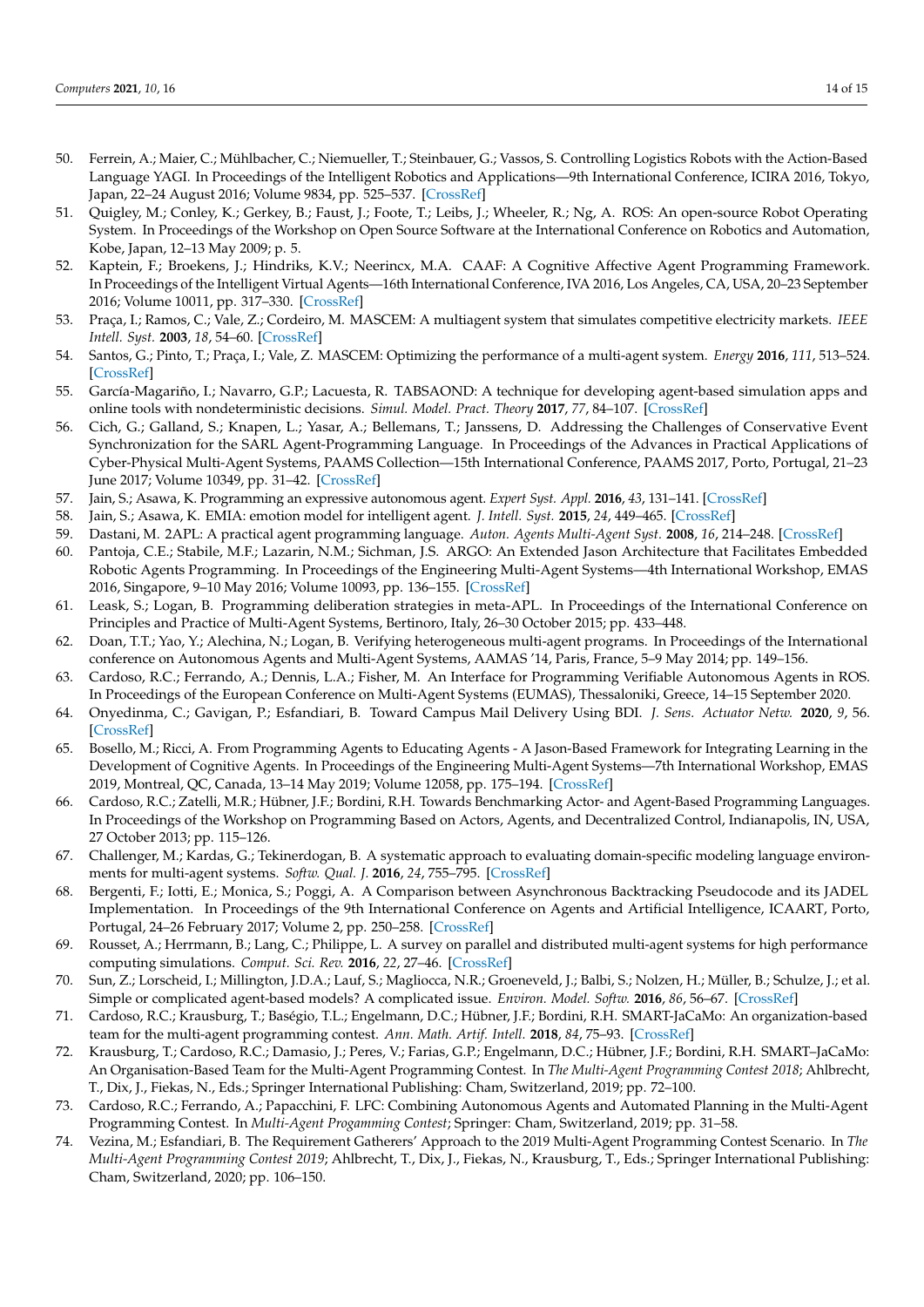50. Ferrein, A.; Maier, C.; Mühlbacher, C.; Niemueller, T.; Steinbauer, G.; Vassos, S. Controlling Logistics Robots with the Action-Based Language YAGI. In Proceedings of the Intelligent Robotics and Applications—9th International Conference, ICIRA 2016, Tokyo, Japan, 22–24 August 2016; Volume 9834, pp. 525–537. [CrossRef]
51. Quigley, M.; Conley, K.; Gerkey, B.; Faust, J.; Foote, T.; Leibs, J.; Wheeler, R.; Ng, A. ROS: An open-source Robot Operating System. In Proceedings of the Workshop on Open Source Software at the International Conference on Robotics and Automation, Kobe, Japan, 12–13 May 2009; p. 5.
52. Kaptein, F.; Broekens, J.; Hindriks, K.V.; Neerincx, M.A. CAAF: A Cognitive Affective Agent Programming Framework. In Proceedings of the Intelligent Virtual Agents—16th International Conference, IVA 2016, Los Angeles, CA, USA, 20–23 September 2016; Volume 10011, pp. 317–330. [CrossRef]
53. Praça, I.; Ramos, C.; Vale, Z.; Cordeiro, M. MASCEM: A multiagent system that simulates competitive electricity markets. *IEEE Intell. Syst.* **2003**, *18*, 54–60. [CrossRef]
54. Santos, G.; Pinto, T.; Praça, I.; Vale, Z. MASCEM: Optimizing the performance of a multi-agent system. *Energy* **2016**, *111*, 513–524. [CrossRef]
55. García-Magariño, I.; Navarro, G.P.; Lacuesta, R. TABSAOND: A technique for developing agent-based simulation apps and online tools with nondeterministic decisions. *Simul. Model. Pract. Theory* **2017**, *77*, 84–107. [CrossRef]
56. Cich, G.; Galland, S.; Knapen, L.; Yasar, A.; Bellemans, T.; Janssens, D. Addressing the Challenges of Conservative Event Synchronization for the SARL Agent-Programming Language. In Proceedings of the Advances in Practical Applications of Cyber-Physical Multi-Agent Systems, PAAMS Collection—15th International Conference, PAAMS 2017, Porto, Portugal, 21–23 June 2017; Volume 10349, pp. 31–42. [CrossRef]
57. Jain, S.; Asawa, K. Programming an expressive autonomous agent. *Expert Syst. Appl.* **2016**, *43*, 131–141. [CrossRef]
58. Jain, S.; Asawa, K. EMIA: emotion model for intelligent agent. *J. Intell. Syst.* **2015**, *24*, 449–465. [CrossRef]
59. Dastani, M. 2APL: A practical agent programming language. *Auton. Agents Multi-Agent Syst.* **2008**, *16*, 214–248. [CrossRef]
60. Pantoja, C.E.; Stabile, M.F.; Lazarin, N.M.; Sichman, J.S. ARGO: An Extended Jason Architecture that Facilitates Embedded Robotic Agents Programming. In Proceedings of the Engineering Multi-Agent Systems—4th International Workshop, EMAS 2016, Singapore, 9–10 May 2016; Volume 10093, pp. 136–155. [CrossRef]
61. Leask, S.; Logan, B. Programming deliberation strategies in meta-APL. In Proceedings of the International Conference on Principles and Practice of Multi-Agent Systems, Bertinoro, Italy, 26–30 October 2015; pp. 433–448.
62. Doan, T.T.; Yao, Y.; Alechina, N.; Logan, B. Verifying heterogeneous multi-agent programs. In Proceedings of the International conference on Autonomous Agents and Multi-Agent Systems, AAMAS '14, Paris, France, 5–9 May 2014; pp. 149–156.
63. Cardoso, R.C.; Ferrando, A.; Dennis, L.A.; Fisher, M. An Interface for Programming Verifiable Autonomous Agents in ROS. In Proceedings of the European Conference on Multi-Agent Systems (EUMAS), Thessaloniki, Greece, 14–15 September 2020.
64. Onyedinma, C.; Gavigan, P.; Esfandiari, B. Toward Campus Mail Delivery Using BDI. *J. Sens. Actuator Netw.* **2020**, *9*, 56. [CrossRef]
65. Bosello, M.; Ricci, A. From Programming Agents to Educating Agents - A Jason-Based Framework for Integrating Learning in the Development of Cognitive Agents. In Proceedings of the Engineering Multi-Agent Systems—7th International Workshop, EMAS 2019, Montreal, QC, Canada, 13–14 May 2019; Volume 12058, pp. 175–194. [CrossRef]
66. Cardoso, R.C.; Zatelli, M.R.; Hübner, J.F.; Bordini, R.H. Towards Benchmarking Actor- and Agent-Based Programming Languages. In Proceedings of the Workshop on Programming Based on Actors, Agents, and Decentralized Control, Indianapolis, IN, USA, 27 October 2013; pp. 115–126.
67. Challenger, M.; Kardas, G.; Tekinerdogan, B. A systematic approach to evaluating domain-specific modeling language environments for multi-agent systems. *Softw. Qual. J.* **2016**, *24*, 755–795. [CrossRef]
68. Bergenti, F.; Iotti, E.; Monica, S.; Poggi, A. A Comparison between Asynchronous Backtracking Pseudocode and its JADEL Implementation. In Proceedings of the 9th International Conference on Agents and Artificial Intelligence, ICAART, Porto, Portugal, 24–26 February 2017; Volume 2, pp. 250–258. [CrossRef]
69. Rousset, A.; Herrmann, B.; Lang, C.; Philippe, L. A survey on parallel and distributed multi-agent systems for high performance computing simulations. *Comput. Sci. Rev.* **2016**, *22*, 27–46. [CrossRef]
70. Sun, Z.; Lorscheid, I.; Millington, J.D.A.; Lauf, S.; Magliocca, N.R.; Groeneveld, J.; Balbi, S.; Nolzen, H.; Müller, B.; Schulze, J.; et al. Simple or complicated agent-based models? A complicated issue. *Environ. Model. Softw.* **2016**, *86*, 56–67. [CrossRef]
71. Cardoso, R.C.; Krausburg, T.; Baségio, T.L.; Engelmann, D.C.; Hübner, J.F.; Bordini, R.H. SMART-JaCaMo: An organization-based team for the multi-agent programming contest. *Ann. Math. Artif. Intell.* **2018**, *84*, 75–93. [CrossRef]
72. Krausburg, T.; Cardoso, R.C.; Damasio, J.; Peres, V.; Farias, G.P.; Engelmann, D.C.; Hübner, J.F.; Bordini, R.H. SMART–JaCaMo: An Organisation-Based Team for the Multi-Agent Programming Contest. In *The Multi-Agent Programming Contest 2018*; Ahlbrecht, T., Dix, J., Fiekas, N., Eds.; Springer International Publishing: Cham, Switzerland, 2019; pp. 72–100.
73. Cardoso, R.C.; Ferrando, A.; Papacchini, F. LFC: Combining Autonomous Agents and Automated Planning in the Multi-Agent Programming Contest. In *Multi-Agent Progamming Contest*; Springer: Cham, Switzerland, 2019; pp. 31–58.
74. Vezina, M.; Esfandiari, B. The Requirement Gatherers' Approach to the 2019 Multi-Agent Programming Contest Scenario. In *The Multi-Agent Programming Contest 2019*; Ahlbrecht, T., Dix, J., Fiekas, N., Krausburg, T., Eds.; Springer International Publishing: Cham, Switzerland, 2020; pp. 106–150.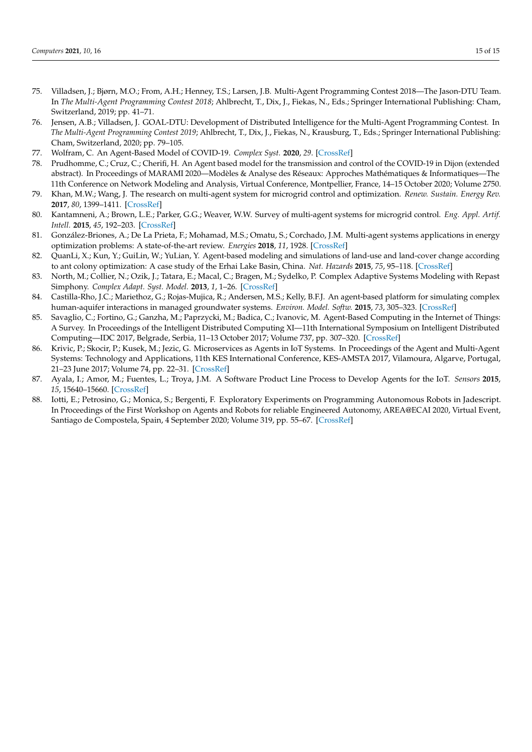75. Villadsen, J.; Bjørn, M.O.; From, A.H.; Henney, T.S.; Larsen, J.B. Multi-Agent Programming Contest 2018—The Jason-DTU Team. In *The Multi-Agent Programming Contest 2018*; Ahlbrecht, T., Dix, J., Fiekas, N., Eds.; Springer International Publishing: Cham, Switzerland, 2019; pp. 41–71.
76. Jensen, A.B.; Villadsen, J. GOAL-DTU: Development of Distributed Intelligence for the Multi-Agent Programming Contest. In *The Multi-Agent Programming Contest 2019*; Ahlbrecht, T., Dix, J., Fiekas, N., Krausburg, T., Eds.; Springer International Publishing: Cham, Switzerland, 2020; pp. 79–105.
77. Wolfram, C. An Agent-Based Model of COVID-19. *Complex Syst.* **2020**, *29*. [CrossRef]
78. Prudhomme, C.; Cruz, C.; Cherifi, H. An Agent based model for the transmission and control of the COVID-19 in Dijon (extended abstract). In Proceedings of MARAMI 2020—Modèles & Analyse des Réseaux: Approches Mathématiques & Informatiques—The 11th Conference on Network Modeling and Analysis, Virtual Conference, Montpellier, France, 14–15 October 2020; Volume 2750.
79. Khan, M.W.; Wang, J. The research on multi-agent system for microgrid control and optimization. *Renew. Sustain. Energy Rev.* **2017**, *80*, 1399–1411. [CrossRef]
80. Kantamneni, A.; Brown, L.E.; Parker, G.G.; Weaver, W.W. Survey of multi-agent systems for microgrid control. *Eng. Appl. Artif. Intell.* **2015**, *45*, 192–203. [CrossRef]
81. González-Briones, A.; De La Prieta, F.; Mohamad, M.S.; Omatu, S.; Corchado, J.M. Multi-agent systems applications in energy optimization problems: A state-of-the-art review. *Energies* **2018**, *11*, 1928. [CrossRef]
82. QuanLi, X.; Kun, Y.; GuiLin, W.; YuLian, Y. Agent-based modeling and simulations of land-use and land-cover change according to ant colony optimization: A case study of the Erhai Lake Basin, China. *Nat. Hazards* **2015**, *75*, 95–118. [CrossRef]
83. North, M.; Collier, N.; Ozik, J.; Tatara, E.; Macal, C.; Bragen, M.; Sydelko, P. Complex Adaptive Systems Modeling with Repast Simphony. *Complex Adapt. Syst. Model.* **2013**, *1*, 1–26. [CrossRef]
84. Castilla-Rho, J.C.; Mariethoz, G.; Rojas-Mujica, R.; Andersen, M.S.; Kelly, B.F.J. An agent-based platform for simulating complex human-aquifer interactions in managed groundwater systems. *Environ. Model. Softw.* **2015**, *73*, 305–323. [CrossRef]
85. Savaglio, C.; Fortino, G.; Ganzha, M.; Paprzycki, M.; Badica, C.; Ivanovic, M. Agent-Based Computing in the Internet of Things: A Survey. In Proceedings of the Intelligent Distributed Computing XI—11th International Symposium on Intelligent Distributed Computing—IDC 2017, Belgrade, Serbia, 11–13 October 2017; Volume 737, pp. 307–320. [CrossRef]
86. Krivic, P.; Skocir, P.; Kusek, M.; Jezic, G. Microservices as Agents in IoT Systems. In Proceedings of the Agent and Multi-Agent Systems: Technology and Applications, 11th KES International Conference, KES-AMSTA 2017, Vilamoura, Algarve, Portugal, 21–23 June 2017; Volume 74, pp. 22–31. [CrossRef]
87. Ayala, I.; Amor, M.; Fuentes, L.; Troya, J.M. A Software Product Line Process to Develop Agents for the IoT. *Sensors* **2015**, *15*, 15640–15660. [CrossRef]
88. Iotti, E.; Petrosino, G.; Monica, S.; Bergenti, F. Exploratory Experiments on Programming Autonomous Robots in Jadescript. In Proceedings of the First Workshop on Agents and Robots for reliable Engineered Autonomy, AREA@ECAI 2020, Virtual Event, Santiago de Compostela, Spain, 4 September 2020; Volume 319, pp. 55–67. [CrossRef]